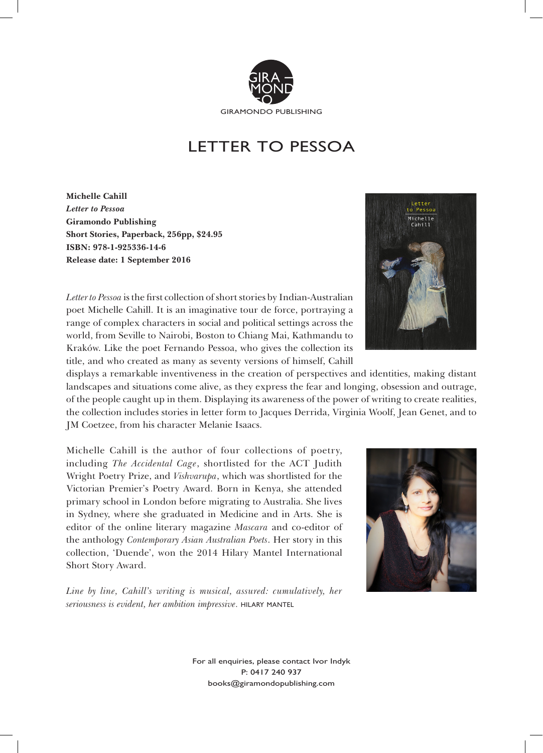GIRAMONDO PUBLISHING

# LETTER TO PESSOA

**Michelle Cahill**
***Letter to Pessoa***
**Giramondo Publishing**
**Short Stories, Paperback, 256pp, $24.95**
**ISBN: 978-1-925336-14-6**
**Release date: 1 September 2016**

*Letter to Pessoa* is the first collection of short stories by Indian-Australian poet Michelle Cahill. It is an imaginative tour de force, portraying a range of complex characters in social and political settings across the world, from Seville to Nairobi, Boston to Chiang Mai, Kathmandu to Kraków. Like the poet Fernando Pessoa, who gives the collection its title, and who created as many as seventy versions of himself, Cahill displays a remarkable inventiveness in the creation of perspectives and identities, making distant landscapes and situations come alive, as they express the fear and longing, obsession and outrage, of the people caught up in them. Displaying its awareness of the power of writing to create realities, the collection includes stories in letter form to Jacques Derrida, Virginia Woolf, Jean Genet, and to JM Coetzee, from his character Melanie Isaacs.

Michelle Cahill is the author of four collections of poetry, including *The Accidental Cage*, shortlisted for the ACT Judith Wright Poetry Prize, and *Vishvarupa*, which was shortlisted for the Victorian Premier's Poetry Award. Born in Kenya, she attended primary school in London before migrating to Australia. She lives in Sydney, where she graduated in Medicine and in Arts. She is editor of the online literary magazine *Mascara* and co-editor of the anthology *Contemporary Asian Australian Poets*. Her story in this collection, 'Duende', won the 2014 Hilary Mantel International Short Story Award.

*Line by line, Cahill's writing is musical, assured: cumulatively, her seriousness is evident, her ambition impressive.* HILARY MANTEL

For all enquiries, please contact Ivor Indyk
P: 0417 240 937
books@giramondopublishing.com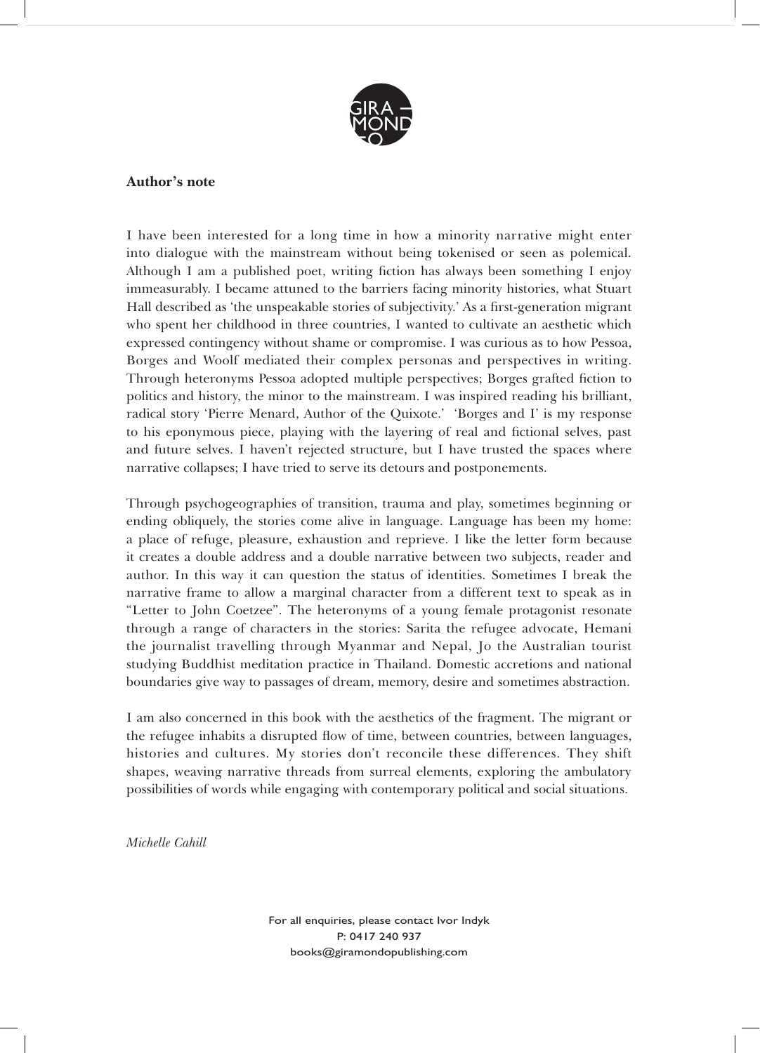**Author's note**

I have been interested for a long time in how a minority narrative might enter into dialogue with the mainstream without being tokenised or seen as polemical. Although I am a published poet, writing fiction has always been something I enjoy immeasurably. I became attuned to the barriers facing minority histories, what Stuart Hall described as 'the unspeakable stories of subjectivity.' As a first-generation migrant who spent her childhood in three countries, I wanted to cultivate an aesthetic which expressed contingency without shame or compromise. I was curious as to how Pessoa, Borges and Woolf mediated their complex personas and perspectives in writing. Through heteronyms Pessoa adopted multiple perspectives; Borges grafted fiction to politics and history, the minor to the mainstream. I was inspired reading his brilliant, radical story 'Pierre Menard, Author of the Quixote.' 'Borges and I' is my response to his eponymous piece, playing with the layering of real and fictional selves, past and future selves. I haven't rejected structure, but I have trusted the spaces where narrative collapses; I have tried to serve its detours and postponements.

Through psychogeographies of transition, trauma and play, sometimes beginning or ending obliquely, the stories come alive in language. Language has been my home: a place of refuge, pleasure, exhaustion and reprieve. I like the letter form because it creates a double address and a double narrative between two subjects, reader and author. In this way it can question the status of identities. Sometimes I break the narrative frame to allow a marginal character from a different text to speak as in "Letter to John Coetzee". The heteronyms of a young female protagonist resonate through a range of characters in the stories: Sarita the refugee advocate, Hemani the journalist travelling through Myanmar and Nepal, Jo the Australian tourist studying Buddhist meditation practice in Thailand. Domestic accretions and national boundaries give way to passages of dream, memory, desire and sometimes abstraction.

I am also concerned in this book with the aesthetics of the fragment. The migrant or the refugee inhabits a disrupted flow of time, between countries, between languages, histories and cultures. My stories don't reconcile these differences. They shift shapes, weaving narrative threads from surreal elements, exploring the ambulatory possibilities of words while engaging with contemporary political and social situations.

*Michelle Cahill*

For all enquiries, please contact Ivor Indyk
P: 0417 240 937
books@giramondopublishing.com